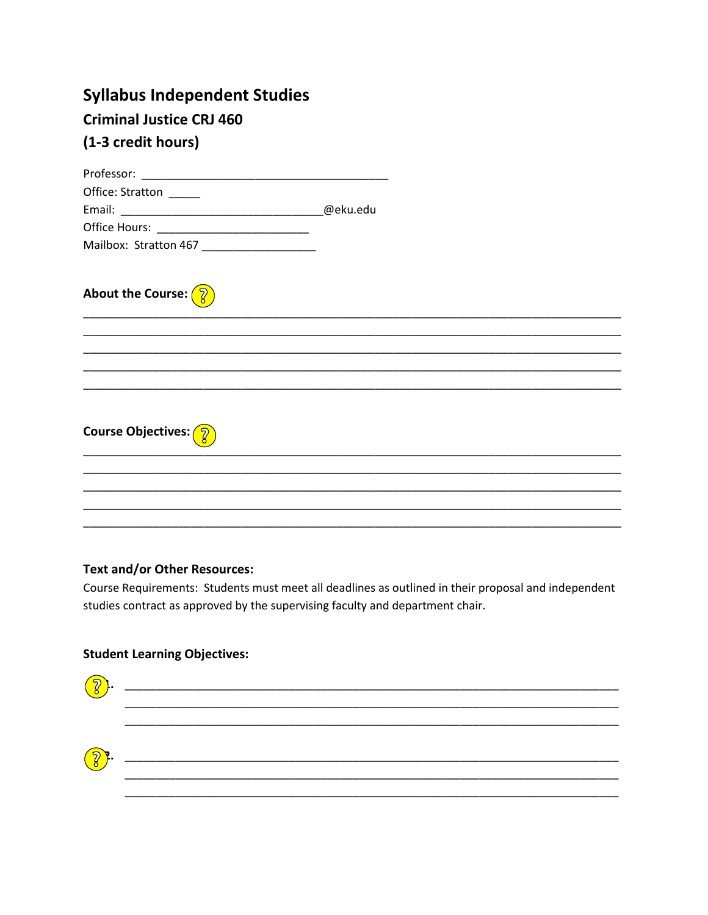# Syllabus Independent Studies

## Criminal Justice CRJ 460

## (1-3 credit hours)

Professor: ______________________________________

Office: Stratton _____

Email: _______________________________@eku.edu

Office Hours: _______________________

Mailbox: Stratton 467 _________________

**About the Course:**

_______________________________________________________________________________
_______________________________________________________________________________
_______________________________________________________________________________
_______________________________________________________________________________
_______________________________________________________________________________

**Course Objectives:**

_______________________________________________________________________________
_______________________________________________________________________________
_______________________________________________________________________________
_______________________________________________________________________________
_______________________________________________________________________________

**Text and/or Other Resources:**

Course Requirements: Students must meet all deadlines as outlined in their proposal and independent studies contract as approved by the supervising faculty and department chair.

**Student Learning Objectives:**

1. ___________________________________________________________________________
___________________________________________________________________________
___________________________________________________________________________

2. ___________________________________________________________________________
___________________________________________________________________________
___________________________________________________________________________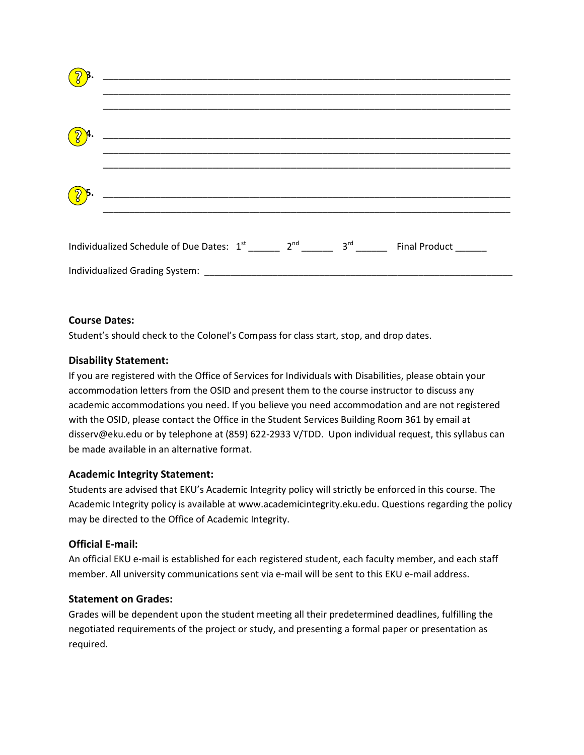3. ___________________________________________________________________________
___________________________________________________________________________
___________________________________________________________________________

4. ___________________________________________________________________________
___________________________________________________________________________
___________________________________________________________________________

5. ___________________________________________________________________________
___________________________________________________________________________

Individualized Schedule of Due Dates: 1st ______ 2nd ______ 3rd ______ Final Product ______

Individualized Grading System: ______________________________________________________________

### Course Dates:

Student's should check to the Colonel's Compass for class start, stop, and drop dates.

### Disability Statement:

If you are registered with the Office of Services for Individuals with Disabilities, please obtain your accommodation letters from the OSID and present them to the course instructor to discuss any academic accommodations you need. If you believe you need accommodation and are not registered with the OSID, please contact the Office in the Student Services Building Room 361 by email at disserv@eku.edu or by telephone at (859) 622-2933 V/TDD. Upon individual request, this syllabus can be made available in an alternative format.

### Academic Integrity Statement:

Students are advised that EKU's Academic Integrity policy will strictly be enforced in this course. The Academic Integrity policy is available at www.academicintegrity.eku.edu. Questions regarding the policy may be directed to the Office of Academic Integrity.

### Official E-mail:

An official EKU e-mail is established for each registered student, each faculty member, and each staff member. All university communications sent via e-mail will be sent to this EKU e-mail address.

### Statement on Grades:

Grades will be dependent upon the student meeting all their predetermined deadlines, fulfilling the negotiated requirements of the project or study, and presenting a formal paper or presentation as required.